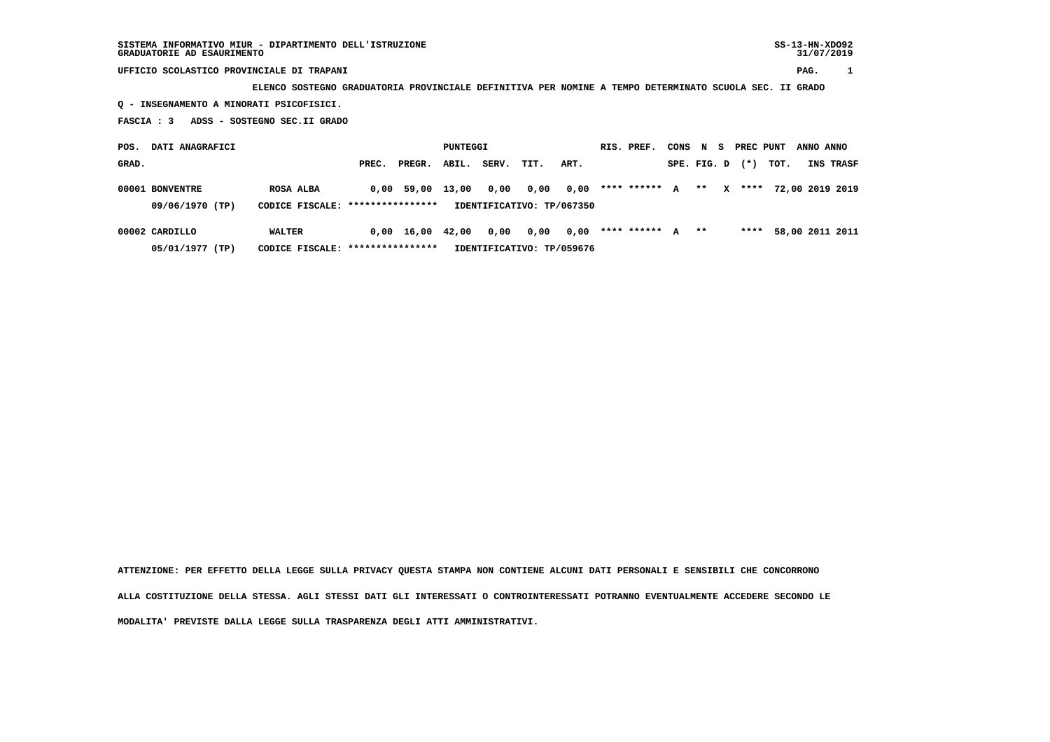SISTEMA INFORMATIVO MIUR - DIPARTIMENTO DELL'ISTRUZIONE
GRADUATORIE AD ESAURIMENTO

SS-13-HN-XDO92
31/07/2019

UFFICIO SCOLASTICO PROVINCIALE DI TRAPANI

**ELENCO SOSTEGNO GRADUATORIA PROVINCIALE DEFINITIVA PER NOMINE A TEMPO DETERMINATO SCUOLA SEC. II GRADO**

**Q - INSEGNAMENTO A MINORATI PSICOFISICI.**

**FASCIA : 3   ADSS - SOSTEGNO SEC.II GRADO**

| POS. GRAD. | DATI ANAGRAFICI | | PREC. | PREGR. | ABIL. | SERV. | TIT. | ART. | RIS. | PREF. | CONS SPE. | N FIG. | S D | PREC PUNT (*) | TOT. | ANNO INS | ANNO TRASF |
|---|---|---|---|---|---|---|---|---|---|---|---|---|---|---|---|---|---|
| 00001 | BONVENTRE | ROSA ALBA | 0,00 | 59,00 | 13,00 | 0,00 | 0,00 | 0,00 | **** | ****** | A | ** | X | **** | 72,00 | 2019 | 2019 |
| | 09/06/1970 (TP) | CODICE FISCALE: **************** | IDENTIFICATIVO: TP/067350 | | | | | | | | | | | | | | |
| 00002 | CARDILLO | WALTER | 0,00 | 16,00 | 42,00 | 0,00 | 0,00 | 0,00 | **** | ****** | A | ** | | **** | 58,00 | 2011 | 2011 |
| | 05/01/1977 (TP) | CODICE FISCALE: **************** | IDENTIFICATIVO: TP/059676 | | | | | | | | | | | | | | |

**ATTENZIONE: PER EFFETTO DELLA LEGGE SULLA PRIVACY QUESTA STAMPA NON CONTIENE ALCUNI DATI PERSONALI E SENSIBILI CHE CONCORRONO ALLA COSTITUZIONE DELLA STESSA. AGLI STESSI DATI GLI INTERESSATI O CONTROINTERESSATI POTRANNO EVENTUALMENTE ACCEDERE SECONDO LE MODALITA' PREVISTE DALLA LEGGE SULLA TRASPARENZA DEGLI ATTI AMMINISTRATIVI.**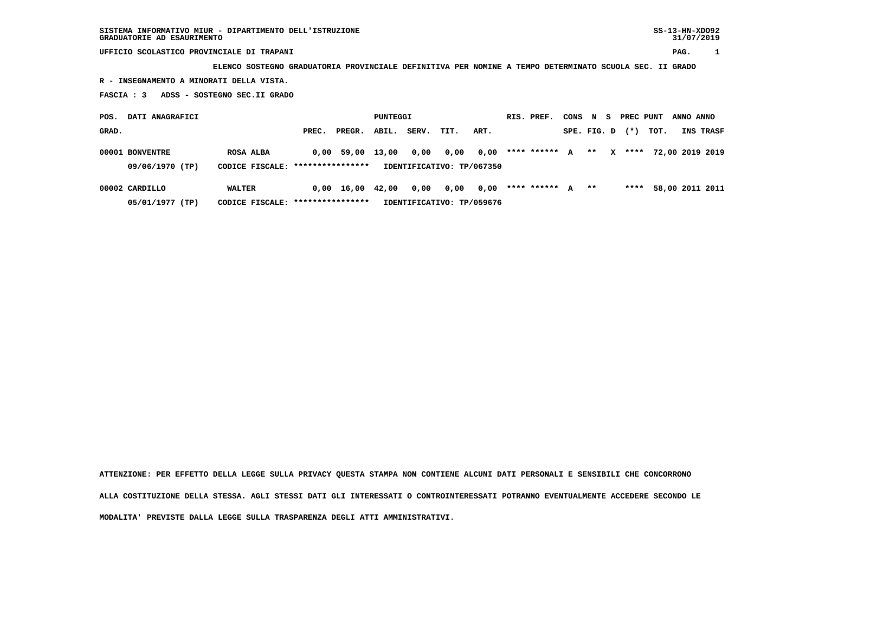**SISTEMA INFORMATIVO MIUR - DIPARTIMENTO DELL'ISTRUZIONE** SS-13-HN-XDO92
**GRADUATORIE AD ESAURIMENTO** 31/07/2019

**UFFICIO SCOLASTICO PROVINCIALE DI TRAPANI**

**ELENCO SOSTEGNO GRADUATORIA PROVINCIALE DEFINITIVA PER NOMINE A TEMPO DETERMINATO SCUOLA SEC. II GRADO**

**R - INSEGNAMENTO A MINORATI DELLA VISTA.**

**FASCIA : 3 ADSS - SOSTEGNO SEC.II GRADO**

| POS. GRAD. | DATI ANAGRAFICI | | PREC. | PREGR. | ABIL. | SERV. | TIT. | ART. | RIS. PREF. | CONS SPE. | N FIG. | S D | PREC (*) | PUNT TOT. | ANNO INS | ANNO TRASF |
|---|---|---|---|---|---|---|---|---|---|---|---|---|---|---|---|---|
| 00001 | BONVENTRE | ROSA ALBA | 0,00 | 59,00 | 13,00 | 0,00 | 0,00 | 0,00 | **** ****** | A | ** | X | **** | 72,00 | 2019 | 2019 |
| | 09/06/1970 (TP) | CODICE FISCALE: **************** | IDENTIFICATIVO: TP/067350 | | | | | | | | | | | | | |
| 00002 | CARDILLO | WALTER | 0,00 | 16,00 | 42,00 | 0,00 | 0,00 | 0,00 | **** ****** | A | ** | | **** | 58,00 | 2011 | 2011 |
| | 05/01/1977 (TP) | CODICE FISCALE: **************** | IDENTIFICATIVO: TP/059676 | | | | | | | | | | | | | |

**ATTENZIONE: PER EFFETTO DELLA LEGGE SULLA PRIVACY QUESTA STAMPA NON CONTIENE ALCUNI DATI PERSONALI E SENSIBILI CHE CONCORRONO ALLA COSTITUZIONE DELLA STESSA. AGLI STESSI DATI GLI INTERESSATI O CONTROINTERESSATI POTRANNO EVENTUALMENTE ACCEDERE SECONDO LE MODALITA' PREVISTE DALLA LEGGE SULLA TRASPARENZA DEGLI ATTI AMMINISTRATIVI.**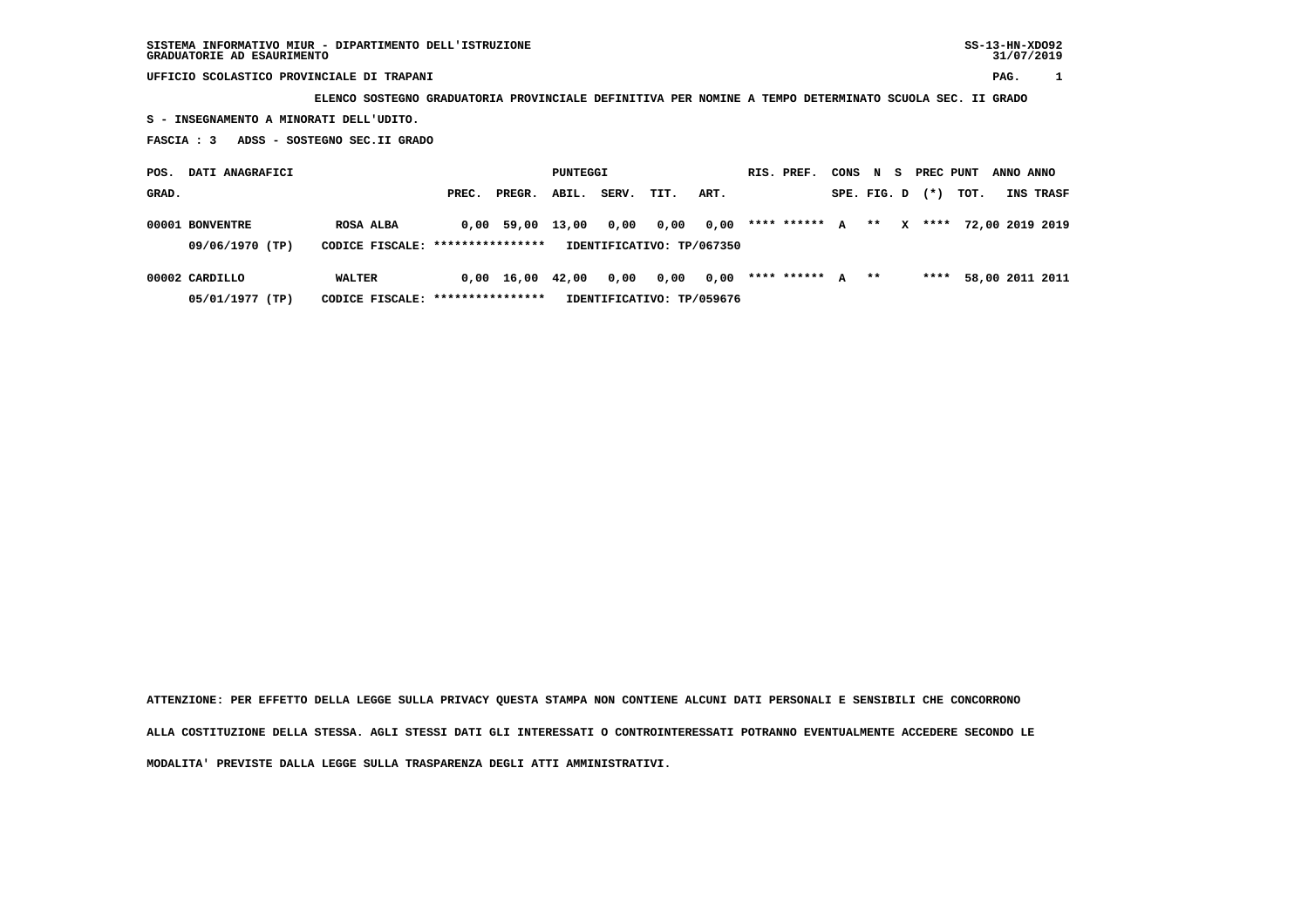SISTEMA INFORMATIVO MIUR - DIPARTIMENTO DELL'ISTRUZIONE
GRADUATORIE AD ESAURIMENTO

SS-13-HN-XDO92
31/07/2019

UFFICIO SCOLASTICO PROVINCIALE DI TRAPANI

PAG. 1

**ELENCO SOSTEGNO GRADUATORIA PROVINCIALE DEFINITIVA PER NOMINE A TEMPO DETERMINATO SCUOLA SEC. II GRADO**

**S - INSEGNAMENTO A MINORATI DELL'UDITO.**

**FASCIA : 3 ADSS - SOSTEGNO SEC.II GRADO**

| POS. GRAD. | DATI ANAGRAFICI | | PUNTEGGI PREC. | PREGR. | ABIL. | SERV. | TIT. | ART. | RIS. PREF. | CONS SPE. | N FIG. | S D | PREC (*) | PUNT TOT. | ANNO INS | ANNO TRASF |
|---|---|---|---|---|---|---|---|---|---|---|---|---|---|---|---|---|
| 00001 | BONVENTRE | ROSA ALBA | 0,00 | 59,00 | 13,00 | 0,00 | 0,00 | 0,00 | **** ****** | A | ** | X | **** | 72,00 | 2019 | 2019 |
| | 09/06/1970 (TP) | CODICE FISCALE: **************** | IDENTIFICATIVO: TP/067350 | | | | | | | | | | | | | |
| 00002 | CARDILLO | WALTER | 0,00 | 16,00 | 42,00 | 0,00 | 0,00 | 0,00 | **** ****** | A | ** | | **** | 58,00 | 2011 | 2011 |
| | 05/01/1977 (TP) | CODICE FISCALE: **************** | IDENTIFICATIVO: TP/059676 | | | | | | | | | | | | | |

ATTENZIONE: PER EFFETTO DELLA LEGGE SULLA PRIVACY QUESTA STAMPA NON CONTIENE ALCUNI DATI PERSONALI E SENSIBILI CHE CONCORRONO ALLA COSTITUZIONE DELLA STESSA. AGLI STESSI DATI GLI INTERESSATI O CONTROINTERESSATI POTRANNO EVENTUALMENTE ACCEDERE SECONDO LE MODALITA' PREVISTE DALLA LEGGE SULLA TRASPARENZA DEGLI ATTI AMMINISTRATIVI.